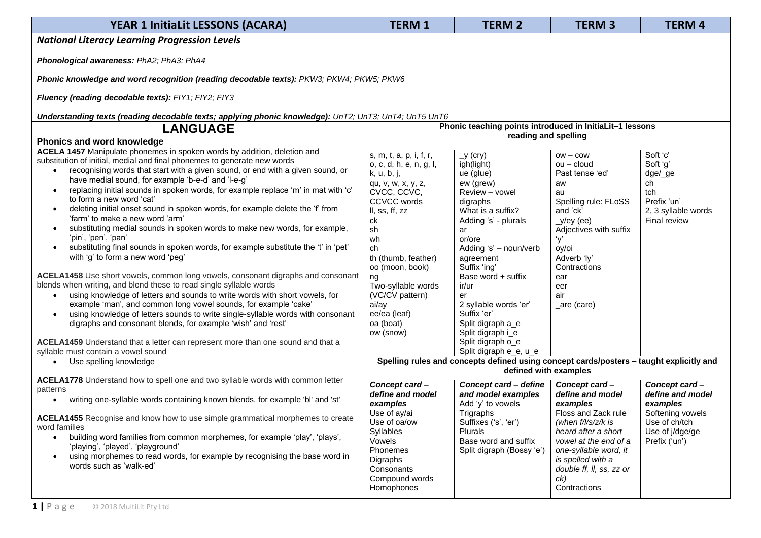| YEAR 1 InitiaLit LESSONS (ACARA) | TERM 1 | TERM 2 | TERM 3 | TERM 4 |
|---|---|---|---|---|

***National Literacy Learning Progression Levels***

***Phonological awareness:*** *PhA2; PhA3; PhA4*

***Phonic knowledge and word recognition (reading decodable texts):*** *PKW3; PKW4; PKW5; PKW6*

***Fluency (reading decodable texts):*** *FIY1; FIY2; FIY3*

***Understanding texts (reading decodable texts; applying phonic knowledge):*** *UnT2; UnT3; UnT4; UnT5 UnT6*

| LANGUAGE | Phonic teaching points introduced in InitiaLit–1 lessons reading and spelling | | | |
|---|---|---|---|---|
| **Phonics and word knowledge**<br><br>**ACELA 1457** Manipulate phonemes in spoken words by addition, deletion and substitution of initial, medial and final phonemes to generate new words<br>• recognising words that start with a given sound, or end with a given sound, or have medial sound, for example 'b-e-d' and 'l-e-g'<br>• replacing initial sounds in spoken words, for example replace 'm' in mat with 'c' to form a new word 'cat'<br>• deleting initial onset sound in spoken words, for example delete the 'f' from 'farm' to make a new word 'arm'<br>• substituting medial sounds in spoken words to make new words, for example, 'pin', 'pen', 'pan'<br>• substituting final sounds in spoken words, for example substitute the 't' in 'pet' with 'g' to form a new word 'peg'<br><br>**ACELA1458** Use short vowels, common long vowels, consonant digraphs and consonant blends when writing, and blend these to read single syllable words<br>• using knowledge of letters and sounds to write words with short vowels, for example 'man', and common long vowel sounds, for example 'cake'<br>• using knowledge of letters and sounds to write single-syllable words with consonant digraphs and consonant blends, for example 'wish' and 'rest'<br><br>**ACELA1459** Understand that a letter can represent more than one sound and that a syllable must contain a vowel sound<br>• Use spelling knowledge<br><br>**ACELA1778** Understand how to spell one and two syllable words with common letter patterns<br>• writing one-syllable words containing known blends, for example 'bl' and 'st'<br><br>**ACELA1455** Recognise and know how to use simple grammatical morphemes to create word families<br>• building word families from common morphemes, for example 'play', 'plays', 'playing', 'played', 'playground'<br>• using morphemes to read words, for example by recognising the base word in words such as 'walk-ed' | s, m, t, a, p, i, f, r, o, c, d, h, e, n, g, l, k, u, b, j, qu, v, w, x, y, z, CVCC, CCVC, CCVCC words<br>ll, ss, ff, zz<br>ck<br>sh<br>wh<br>ch<br>th (thumb, feather)<br>oo (moon, book)<br>ng<br>Two-syllable words (VC/CV pattern)<br>ai/ay<br>ee/ea (leaf)<br>oa (boat)<br>ow (snow) | _y (cry)<br>igh(light)<br>ue (glue)<br>ew (grew)<br>Review – vowel digraphs<br>What is a suffix?<br>Adding 's' - plurals<br>ar<br>or/ore<br>Adding 's' – noun/verb agreement<br>Suffix 'ing'<br>Base word + suffix<br>ir/ur<br>er<br>2 syllable words 'er'<br>Suffix 'er'<br>Split digraph a_e<br>Split digraph i_e<br>Split digraph o_e<br>Split digraph e_e, u_e | ow – cow<br>ou – cloud<br>Past tense 'ed'<br>aw<br>au<br>Spelling rule: FLoSS and 'ck'<br>_y/ey (ee)<br>Adjectives with suffix 'y'<br>oy/oi<br>Adverb 'ly'<br>Contractions<br>ear<br>eer<br>air<br>_are (care) | Soft 'c'<br>Soft 'g'<br>dge/_ge<br>ch<br>tch<br>Prefix 'un'<br>2, 3 syllable words<br>Final review |
| | **Spelling rules and concepts defined using concept cards/posters – taught explicitly and defined with examples** | | | |
| | ***Concept card – define and model examples***<br>Use of ay/ai<br>Use of oa/ow<br>Syllables<br>Vowels<br>Phonemes<br>Digraphs<br>Consonants<br>Compound words<br>Homophones | ***Concept card – define and model examples***<br>Add 'y' to vowels<br>Trigraphs<br>Suffixes ('s', 'er')<br>Plurals<br>Base word and suffix<br>Split digraph (Bossy 'e') | ***Concept card – define and model examples***<br>Floss and Zack rule<br>*(when f/l/s/z/k is heard after a short vowel at the end of a one-syllable word, it is spelled with a double ff, ll, ss, zz or ck)*<br>Contractions | ***Concept card – define and model examples***<br>Softening vowels<br>Use of ch/tch<br>Use of j/dge/ge<br>Prefix ('un') |

© 2018 MultiLit Pty Ltd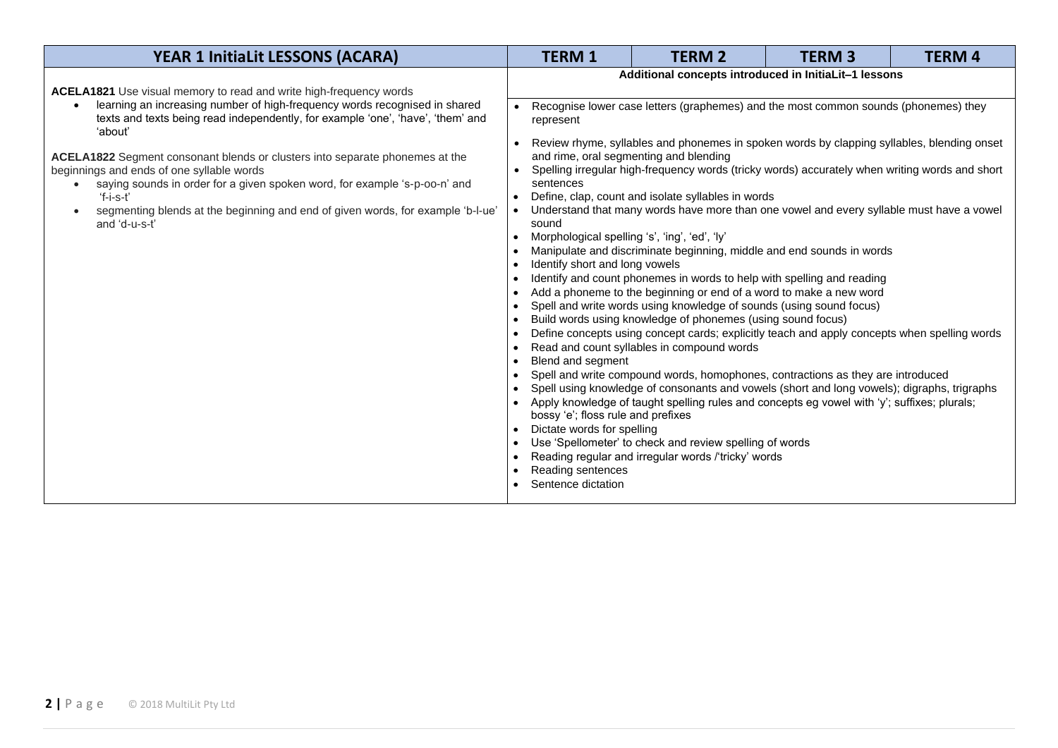| YEAR 1 InitiaLit LESSONS (ACARA) | TERM 1 | TERM 2 | TERM 3 | TERM 4 |
|---|---|---|---|---|
| **ACELA1821** Use visual memory to read and write high-frequency words<br>• learning an increasing number of high-frequency words recognised in shared texts and texts being read independently, for example 'one', 'have', 'them' and 'about'<br><br>**ACELA1822** Segment consonant blends or clusters into separate phonemes at the beginnings and ends of one syllable words<br>• saying sounds in order for a given spoken word, for example 's-p-oo-n' and 'f-i-s-t'<br>• segmenting blends at the beginning and end of given words, for example 'b-l-ue' and 'd-u-s-t' | **Additional concepts introduced in InitiaLit–1 lessons**<br><br>• Recognise lower case letters (graphemes) and the most common sounds (phonemes) they represent<br>• Review rhyme, syllables and phonemes in spoken words by clapping syllables, blending onset and rime, oral segmenting and blending<br>• Spelling irregular high-frequency words (tricky words) accurately when writing words and short sentences<br>• Define, clap, count and isolate syllables in words<br>• Understand that many words have more than one vowel and every syllable must have a vowel sound<br>• Morphological spelling 's', 'ing', 'ed', 'ly'<br>• Manipulate and discriminate beginning, middle and end sounds in words<br>• Identify short and long vowels<br>• Identify and count phonemes in words to help with spelling and reading<br>• Add a phoneme to the beginning or end of a word to make a new word<br>• Spell and write words using knowledge of sounds (using sound focus)<br>• Build words using knowledge of phonemes (using sound focus)<br>• Define concepts using concept cards; explicitly teach and apply concepts when spelling words<br>• Read and count syllables in compound words<br>• Blend and segment<br>• Spell and write compound words, homophones, contractions as they are introduced<br>• Spell using knowledge of consonants and vowels (short and long vowels); digraphs, trigraphs<br>• Apply knowledge of taught spelling rules and concepts eg vowel with 'y'; suffixes; plurals; bossy 'e'; floss rule and prefixes<br>• Dictate words for spelling<br>• Use 'Spellometer' to check and review spelling of words<br>• Reading regular and irregular words /'tricky' words<br>• Reading sentences<br>• Sentence dictation | | | |

© 2018 MultiLit Pty Ltd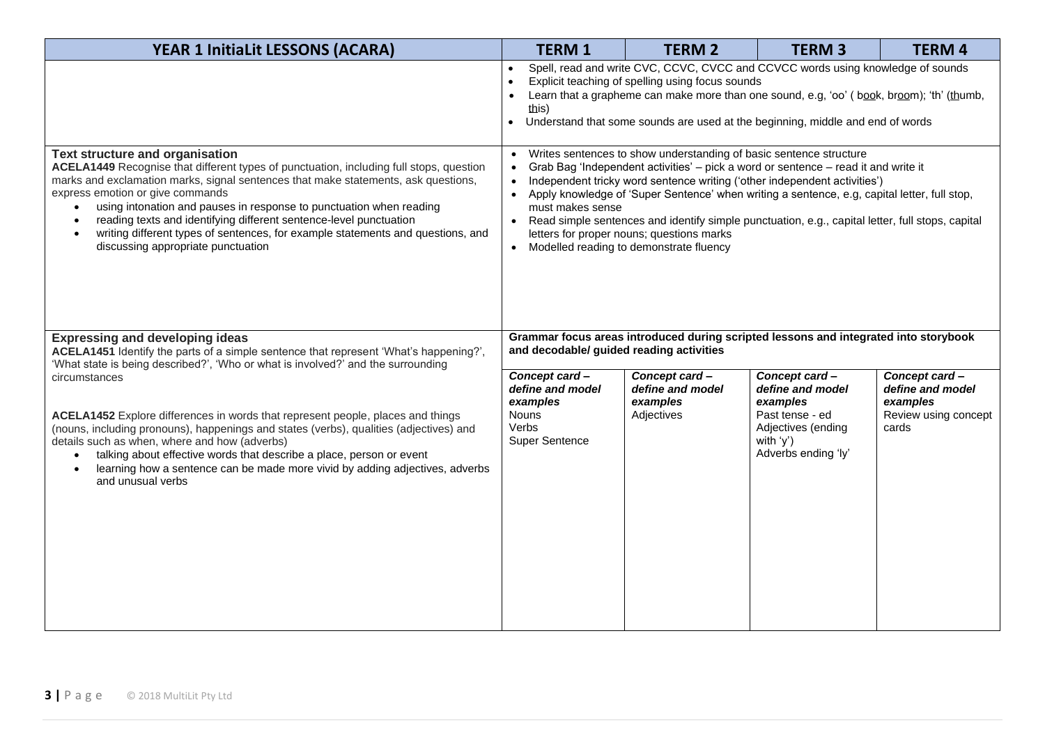| YEAR 1 InitiaLit LESSONS (ACARA) | TERM 1 | TERM 2 | TERM 3 | TERM 4 |
|---|---|---|---|---|
| | • Spell, read and write CVC, CCVC, CVCC and CCVCC words using knowledge of sounds<br>• Explicit teaching of spelling using focus sounds<br>• Learn that a grapheme can make more than one sound, e.g, 'oo' ( b<u>oo</u>k, br<u>oo</u>m); 'th' (<u>th</u>umb, <u>th</u>is)<br>• Understand that some sounds are used at the beginning, middle and end of words | | | |
| **Text structure and organisation**<br>**ACELA1449** Recognise that different types of punctuation, including full stops, question marks and exclamation marks, signal sentences that make statements, ask questions, express emotion or give commands<br>• using intonation and pauses in response to punctuation when reading<br>• reading texts and identifying different sentence-level punctuation<br>• writing different types of sentences, for example statements and questions, and discussing appropriate punctuation | • Writes sentences to show understanding of basic sentence structure<br>• Grab Bag 'Independent activities' – pick a word or sentence – read it and write it<br>• Independent tricky word sentence writing ('other independent activities')<br>• Apply knowledge of 'Super Sentence' when writing a sentence, e.g, capital letter, full stop, must makes sense<br>• Read simple sentences and identify simple punctuation, e.g., capital letter, full stops, capital letters for proper nouns; questions marks<br>• Modelled reading to demonstrate fluency | | | |
| **Expressing and developing ideas**<br>**ACELA1451** Identify the parts of a simple sentence that represent 'What's happening?', 'What state is being described?', 'Who or what is involved?' and the surrounding circumstances<br><br>**ACELA1452** Explore differences in words that represent people, places and things (nouns, including pronouns), happenings and states (verbs), qualities (adjectives) and details such as when, where and how (adverbs)<br>• talking about effective words that describe a place, person or event<br>• learning how a sentence can be made more vivid by adding adjectives, adverbs and unusual verbs | **Grammar focus areas introduced during scripted lessons and integrated into storybook and decodable/ guided reading activities**<br><br>***Concept card – define and model examples***<br>Nouns<br>Verbs<br>Super Sentence | ***Concept card – define and model examples***<br>Adjectives | ***Concept card – define and model examples***<br>Past tense - ed<br>Adjectives (ending with 'y')<br>Adverbs ending 'ly' | ***Concept card – define and model examples***<br>Review using concept cards |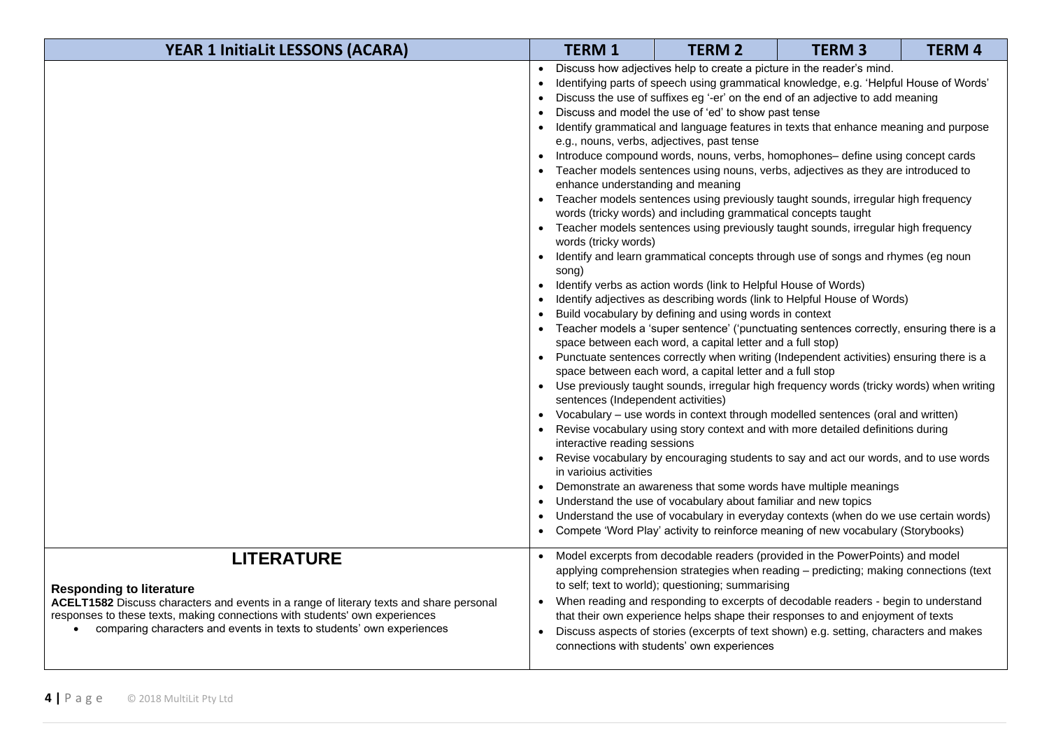| YEAR 1 InitiaLit LESSONS (ACARA) | TERM 1 | TERM 2 | TERM 3 | TERM 4 |
|---|---|---|---|---|
| | • Discuss how adjectives help to create a picture in the reader's mind.<br>• Identifying parts of speech using grammatical knowledge, e.g. 'Helpful House of Words'<br>• Discuss the use of suffixes eg '-er' on the end of an adjective to add meaning<br>• Discuss and model the use of 'ed' to show past tense<br>• Identify grammatical and language features in texts that enhance meaning and purpose e.g., nouns, verbs, adjectives, past tense<br>• Introduce compound words, nouns, verbs, homophones– define using concept cards<br>• Teacher models sentences using nouns, verbs, adjectives as they are introduced to enhance understanding and meaning<br>• Teacher models sentences using previously taught sounds, irregular high frequency words (tricky words) and including grammatical concepts taught<br>• Teacher models sentences using previously taught sounds, irregular high frequency words (tricky words)<br>• Identify and learn grammatical concepts through use of songs and rhymes (eg noun song)<br>• Identify verbs as action words (link to Helpful House of Words)<br>• Identify adjectives as describing words (link to Helpful House of Words)<br>• Build vocabulary by defining and using words in context<br>• Teacher models a 'super sentence' ('punctuating sentences correctly, ensuring there is a space between each word, a capital letter and a full stop)<br>• Punctuate sentences correctly when writing (Independent activities) ensuring there is a space between each word, a capital letter and a full stop<br>• Use previously taught sounds, irregular high frequency words (tricky words) when writing sentences (Independent activities)<br>• Vocabulary – use words in context through modelled sentences (oral and written)<br>• Revise vocabulary using story context and with more detailed definitions during interactive reading sessions<br>• Revise vocabulary by encouraging students to say and act our words, and to use words in varioius activities<br>• Demonstrate an awareness that some words have multiple meanings<br>• Understand the use of vocabulary about familiar and new topics<br>• Understand the use of vocabulary in everyday contexts (when do we use certain words)<br>• Compete 'Word Play' activity to reinforce meaning of new vocabulary (Storybooks) | | | |
| **LITERATURE**<br><br>**Responding to literature**<br>**ACELT1582** Discuss characters and events in a range of literary texts and share personal responses to these texts, making connections with students' own experiences<br>• comparing characters and events in texts to students' own experiences | • Model excerpts from decodable readers (provided in the PowerPoints) and model applying comprehension strategies when reading – predicting; making connections (text to self; text to world); questioning; summarising<br>• When reading and responding to excerpts of decodable readers - begin to understand that their own experience helps shape their responses to and enjoyment of texts<br>• Discuss aspects of stories (excerpts of text shown) e.g. setting, characters and makes connections with students' own experiences | | | |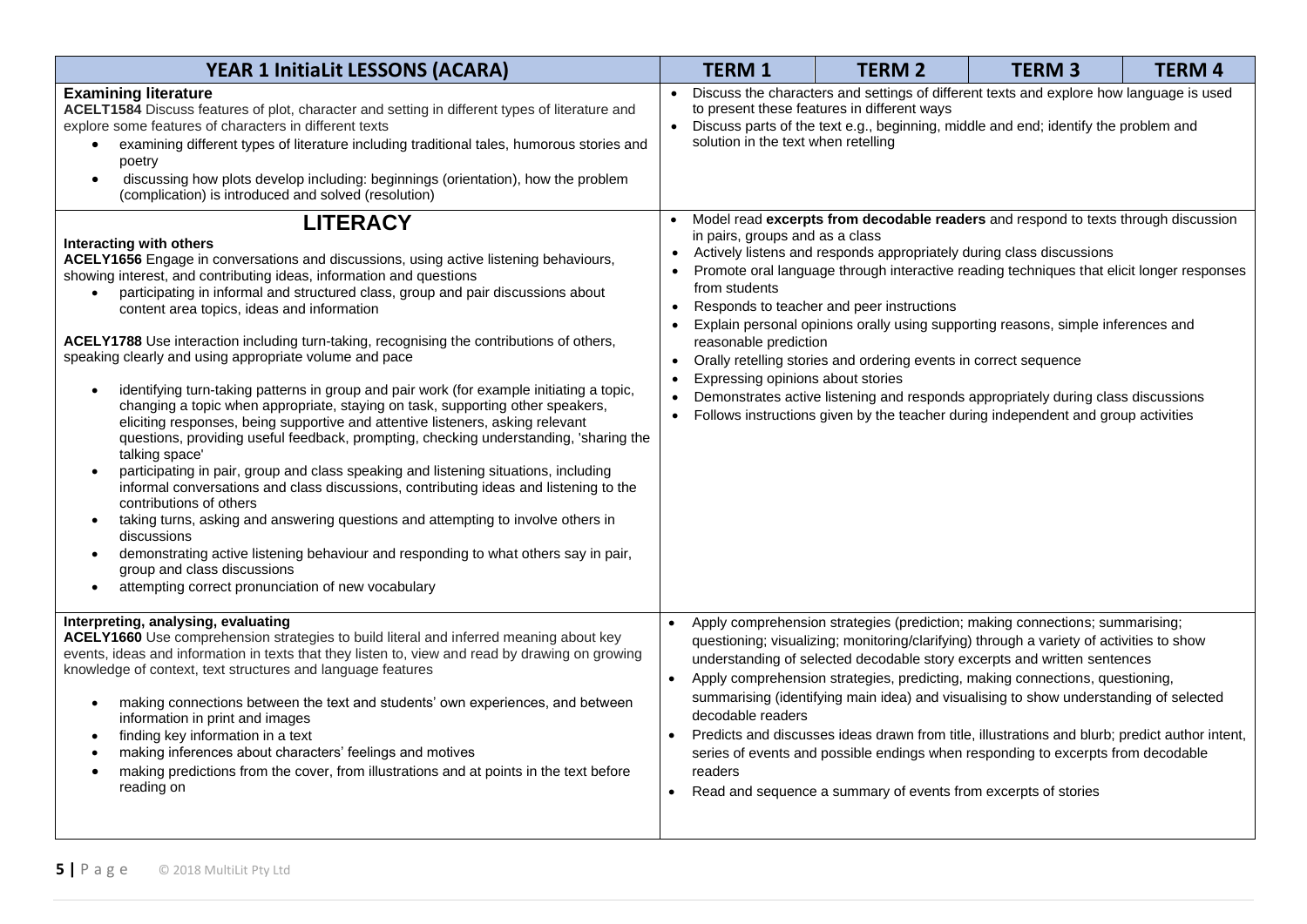| YEAR 1 InitiaLit LESSONS (ACARA) | TERM 1 | TERM 2 | TERM 3 | TERM 4 |
|---|---|---|---|---|
| **Examining literature**<br>**ACELT1584** Discuss features of plot, character and setting in different types of literature and explore some features of characters in different texts<br>• examining different types of literature including traditional tales, humorous stories and poetry<br>• discussing how plots develop including: beginnings (orientation), how the problem (complication) is introduced and solved (resolution) | • Discuss the characters and settings of different texts and explore how language is used to present these features in different ways<br>• Discuss parts of the text e.g., beginning, middle and end; identify the problem and solution in the text when retelling | | | |
| **LITERACY**<br>**Interacting with others**<br>**ACELY1656** Engage in conversations and discussions, using active listening behaviours, showing interest, and contributing ideas, information and questions<br>• participating in informal and structured class, group and pair discussions about content area topics, ideas and information<br><br>**ACELY1788** Use interaction including turn-taking, recognising the contributions of others, speaking clearly and using appropriate volume and pace<br>• identifying turn-taking patterns in group and pair work (for example initiating a topic, changing a topic when appropriate, staying on task, supporting other speakers, eliciting responses, being supportive and attentive listeners, asking relevant questions, providing useful feedback, prompting, checking understanding, 'sharing the talking space'<br>• participating in pair, group and class speaking and listening situations, including informal conversations and class discussions, contributing ideas and listening to the contributions of others<br>• taking turns, asking and answering questions and attempting to involve others in discussions<br>• demonstrating active listening behaviour and responding to what others say in pair, group and class discussions<br>• attempting correct pronunciation of new vocabulary | • Model read **excerpts from decodable readers** and respond to texts through discussion in pairs, groups and as a class<br>• Actively listens and responds appropriately during class discussions<br>• Promote oral language through interactive reading techniques that elicit longer responses from students<br>• Responds to teacher and peer instructions<br>• Explain personal opinions orally using supporting reasons, simple inferences and reasonable prediction<br>• Orally retelling stories and ordering events in correct sequence<br>• Expressing opinions about stories<br>• Demonstrates active listening and responds appropriately during class discussions<br>• Follows instructions given by the teacher during independent and group activities | | | |
| **Interpreting, analysing, evaluating**<br>**ACELY1660** Use comprehension strategies to build literal and inferred meaning about key events, ideas and information in texts that they listen to, view and read by drawing on growing knowledge of context, text structures and language features<br>• making connections between the text and students' own experiences, and between information in print and images<br>• finding key information in a text<br>• making inferences about characters' feelings and motives<br>• making predictions from the cover, from illustrations and at points in the text before reading on | • Apply comprehension strategies (prediction; making connections; summarising; questioning; visualizing; monitoring/clarifying) through a variety of activities to show understanding of selected decodable story excerpts and written sentences<br>• Apply comprehension strategies, predicting, making connections, questioning, summarising (identifying main idea) and visualising to show understanding of selected decodable readers<br>• Predicts and discusses ideas drawn from title, illustrations and blurb; predict author intent, series of events and possible endings when responding to excerpts from decodable readers<br>• Read and sequence a summary of events from excerpts of stories | | | |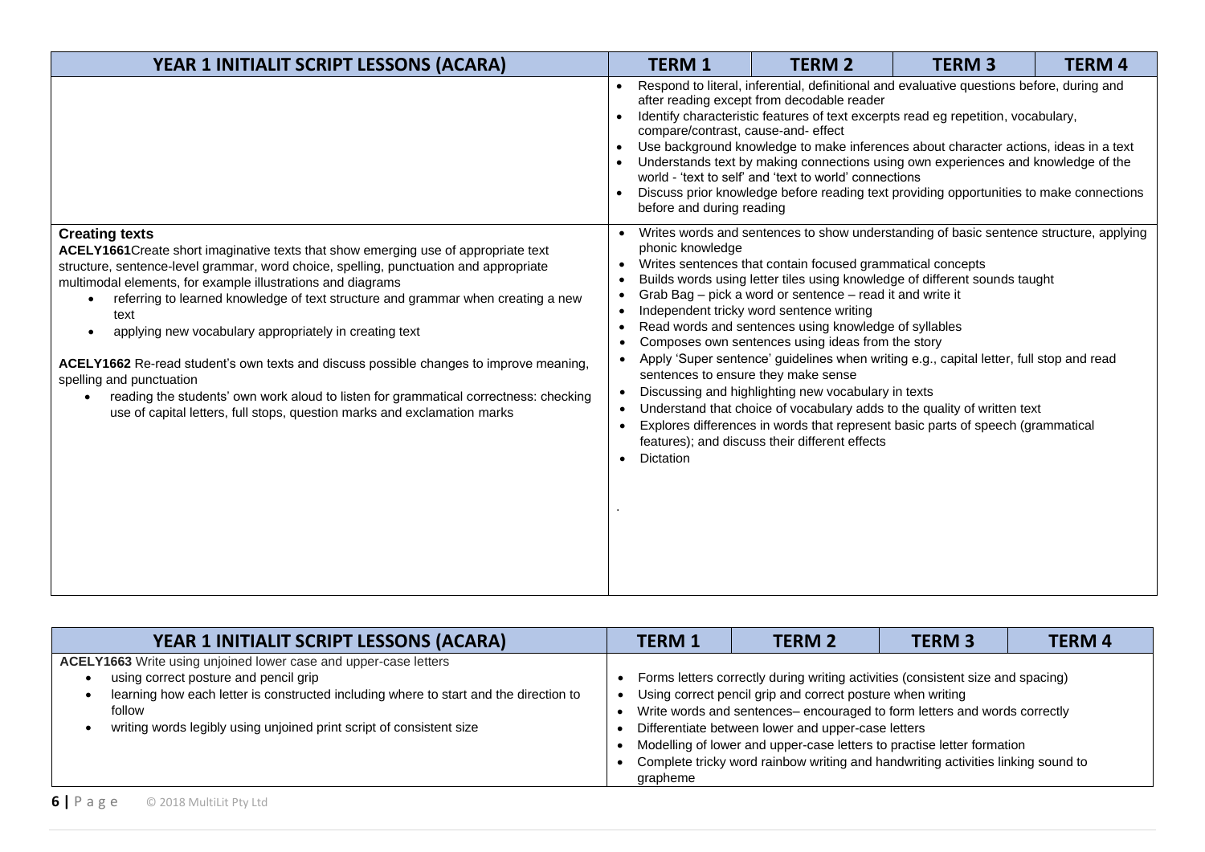| YEAR 1 INITIALIT SCRIPT LESSONS (ACARA) | TERM 1 | TERM 2 | TERM 3 | TERM 4 |
|---|---|---|---|---|
| | • Respond to literal, inferential, definitional and evaluative questions before, during and after reading except from decodable reader<br>• Identify characteristic features of text excerpts read eg repetition, vocabulary, compare/contrast, cause-and- effect<br>• Use background knowledge to make inferences about character actions, ideas in a text<br>• Understands text by making connections using own experiences and knowledge of the world - 'text to self' and 'text to world' connections<br>• Discuss prior knowledge before reading text providing opportunities to make connections before and during reading | | | |
| **Creating texts**<br>**ACELY1661** Create short imaginative texts that show emerging use of appropriate text structure, sentence-level grammar, word choice, spelling, punctuation and appropriate multimodal elements, for example illustrations and diagrams<br>• referring to learned knowledge of text structure and grammar when creating a new text<br>• applying new vocabulary appropriately in creating text<br><br>**ACELY1662** Re-read student's own texts and discuss possible changes to improve meaning, spelling and punctuation<br>• reading the students' own work aloud to listen for grammatical correctness: checking use of capital letters, full stops, question marks and exclamation marks | • Writes words and sentences to show understanding of basic sentence structure, applying phonic knowledge<br>• Writes sentences that contain focused grammatical concepts<br>• Builds words using letter tiles using knowledge of different sounds taught<br>• Grab Bag – pick a word or sentence – read it and write it<br>• Independent tricky word sentence writing<br>• Read words and sentences using knowledge of syllables<br>• Composes own sentences using ideas from the story<br>• Apply 'Super sentence' guidelines when writing e.g., capital letter, full stop and read sentences to ensure they make sense<br>• Discussing and highlighting new vocabulary in texts<br>• Understand that choice of vocabulary adds to the quality of written text<br>• Explores differences in words that represent basic parts of speech (grammatical features); and discuss their different effects<br>• Dictation | | | |

| YEAR 1 INITIALIT SCRIPT LESSONS (ACARA) | TERM 1 | TERM 2 | TERM 3 | TERM 4 |
|---|---|---|---|---|
| **ACELY1663** Write using unjoined lower case and upper-case letters<br>• using correct posture and pencil grip<br>• learning how each letter is constructed including where to start and the direction to follow<br>• writing words legibly using unjoined print script of consistent size | • Forms letters correctly during writing activities (consistent size and spacing)<br>• Using correct pencil grip and correct posture when writing<br>• Write words and sentences– encouraged to form letters and words correctly<br>• Differentiate between lower and upper-case letters<br>• Modelling of lower and upper-case letters to practise letter formation<br>• Complete tricky word rainbow writing and handwriting activities linking sound to grapheme | | | |

© 2018 MultiLit Pty Ltd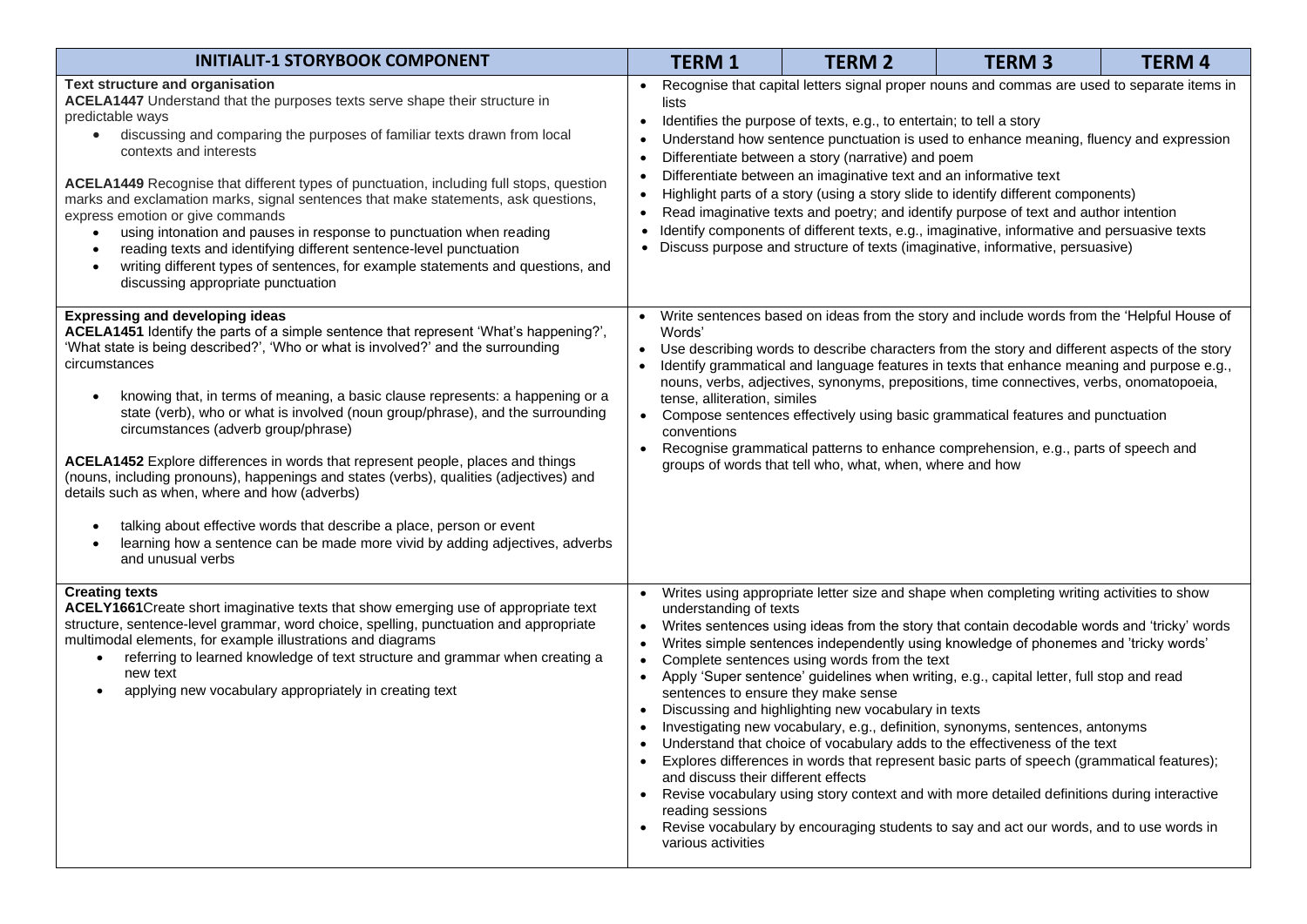| INITIALIT-1 STORYBOOK COMPONENT | TERM 1 | TERM 2 | TERM 3 | TERM 4 |
|---|---|---|---|---|
| **Text structure and organisation**<br>**ACELA1447** Understand that the purposes texts serve shape their structure in predictable ways<br>• discussing and comparing the purposes of familiar texts drawn from local contexts and interests<br><br>**ACELA1449** Recognise that different types of punctuation, including full stops, question marks and exclamation marks, signal sentences that make statements, ask questions, express emotion or give commands<br>• using intonation and pauses in response to punctuation when reading<br>• reading texts and identifying different sentence-level punctuation<br>• writing different types of sentences, for example statements and questions, and discussing appropriate punctuation | • Recognise that capital letters signal proper nouns and commas are used to separate items in lists<br>• Identifies the purpose of texts, e.g., to entertain; to tell a story<br>• Understand how sentence punctuation is used to enhance meaning, fluency and expression<br>• Differentiate between a story (narrative) and poem<br>• Differentiate between an imaginative text and an informative text<br>• Highlight parts of a story (using a story slide to identify different components)<br>• Read imaginative texts and poetry; and identify purpose of text and author intention<br>• Identify components of different texts, e.g., imaginative, informative and persuasive texts<br>• Discuss purpose and structure of texts (imaginative, informative, persuasive) | | | |
| **Expressing and developing ideas**<br>**ACELA1451** Identify the parts of a simple sentence that represent 'What's happening?', 'What state is being described?', 'Who or what is involved?' and the surrounding circumstances<br><br>• knowing that, in terms of meaning, a basic clause represents: a happening or a state (verb), who or what is involved (noun group/phrase), and the surrounding circumstances (adverb group/phrase)<br><br>**ACELA1452** Explore differences in words that represent people, places and things (nouns, including pronouns), happenings and states (verbs), qualities (adjectives) and details such as when, where and how (adverbs)<br><br>• talking about effective words that describe a place, person or event<br>• learning how a sentence can be made more vivid by adding adjectives, adverbs and unusual verbs | • Write sentences based on ideas from the story and include words from the 'Helpful House of Words'<br>• Use describing words to describe characters from the story and different aspects of the story<br>• Identify grammatical and language features in texts that enhance meaning and purpose e.g., nouns, verbs, adjectives, synonyms, prepositions, time connectives, verbs, onomatopoeia, tense, alliteration, similes<br>• Compose sentences effectively using basic grammatical features and punctuation conventions<br>• Recognise grammatical patterns to enhance comprehension, e.g., parts of speech and groups of words that tell who, what, when, where and how | | | |
| **Creating texts**<br>**ACELY1661**Create short imaginative texts that show emerging use of appropriate text structure, sentence-level grammar, word choice, spelling, punctuation and appropriate multimodal elements, for example illustrations and diagrams<br>• referring to learned knowledge of text structure and grammar when creating a new text<br>• applying new vocabulary appropriately in creating text | • Writes using appropriate letter size and shape when completing writing activities to show understanding of texts<br>• Writes sentences using ideas from the story that contain decodable words and 'tricky' words<br>• Writes simple sentences independently using knowledge of phonemes and 'tricky words'<br>• Complete sentences using words from the text<br>• Apply 'Super sentence' guidelines when writing, e.g., capital letter, full stop and read sentences to ensure they make sense<br>• Discussing and highlighting new vocabulary in texts<br>• Investigating new vocabulary, e.g., definition, synonyms, sentences, antonyms<br>• Understand that choice of vocabulary adds to the effectiveness of the text<br>• Explores differences in words that represent basic parts of speech (grammatical features); and discuss their different effects<br>• Revise vocabulary using story context and with more detailed definitions during interactive reading sessions<br>• Revise vocabulary by encouraging students to say and act our words, and to use words in various activities | | | |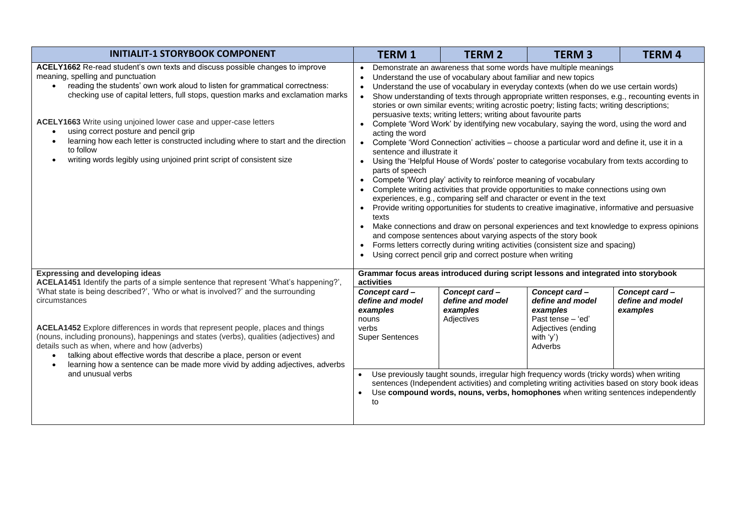| INITIALIT-1 STORYBOOK COMPONENT | TERM 1 | TERM 2 | TERM 3 | TERM 4 |
|---|---|---|---|---|
| **ACELY1662** Re-read student's own texts and discuss possible changes to improve meaning, spelling and punctuation<br>• reading the students' own work aloud to listen for grammatical correctness: checking use of capital letters, full stops, question marks and exclamation marks<br><br>**ACELY1663** Write using unjoined lower case and upper-case letters<br>• using correct posture and pencil grip<br>• learning how each letter is constructed including where to start and the direction to follow<br>• writing words legibly using unjoined print script of consistent size | • Demonstrate an awareness that some words have multiple meanings<br>• Understand the use of vocabulary about familiar and new topics<br>• Understand the use of vocabulary in everyday contexts (when do we use certain words)<br>• Show understanding of texts through appropriate written responses, e.g., recounting events in stories or own similar events; writing acrostic poetry; listing facts; writing descriptions; persuasive texts; writing letters; writing about favourite parts<br>• Complete 'Word Work' by identifying new vocabulary, saying the word, using the word and acting the word<br>• Complete 'Word Connection' activities – choose a particular word and define it, use it in a sentence and illustrate it<br>• Using the 'Helpful House of Words' poster to categorise vocabulary from texts according to parts of speech<br>• Compete 'Word play' activity to reinforce meaning of vocabulary<br>• Complete writing activities that provide opportunities to make connections using own experiences, e.g., comparing self and character or event in the text<br>• Provide writing opportunities for students to creative imaginative, informative and persuasive texts<br>• Make connections and draw on personal experiences and text knowledge to express opinions and compose sentences about varying aspects of the story book<br>• Forms letters correctly during writing activities (consistent size and spacing)<br>• Using correct pencil grip and correct posture when writing | | | |
| **Expressing and developing ideas**<br>**ACELA1451** Identify the parts of a simple sentence that represent 'What's happening?', 'What state is being described?', 'Who or what is involved?' and the surrounding circumstances<br><br>**ACELA1452** Explore differences in words that represent people, places and things (nouns, including pronouns), happenings and states (verbs), qualities (adjectives) and details such as when, where and how (adverbs)<br>• talking about effective words that describe a place, person or event<br>• learning how a sentence can be made more vivid by adding adjectives, adverbs and unusual verbs | **Grammar focus areas introduced during script lessons and integrated into storybook activities** | | | |
| | ***Concept card – define and model examples***<br>nouns<br>verbs<br>Super Sentences | ***Concept card – define and model examples***<br>Adjectives | ***Concept card – define and model examples***<br>Past tense – 'ed'<br>Adjectives (ending with 'y')<br>Adverbs | ***Concept card – define and model examples*** |
| | • Use previously taught sounds, irregular high frequency words (tricky words) when writing sentences (Independent activities) and completing writing activities based on story book ideas<br>• Use **compound words, nouns, verbs, homophones** when writing sentences independently to | | | |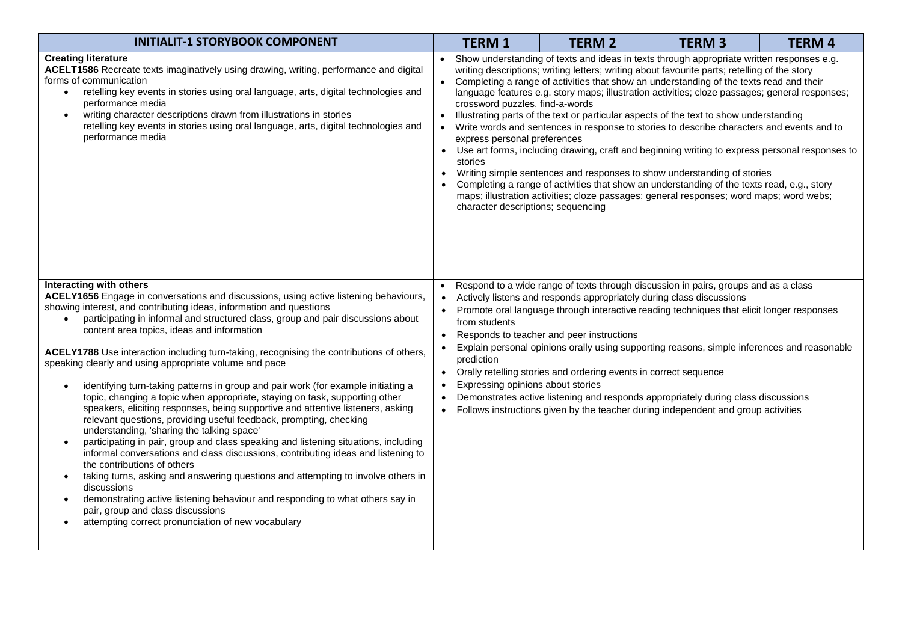| INITIALIT-1 STORYBOOK COMPONENT | TERM 1 | TERM 2 | TERM 3 | TERM 4 |
|---|---|---|---|---|
| **Creating literature**<br>**ACELT1586** Recreate texts imaginatively using drawing, writing, performance and digital forms of communication<br>• retelling key events in stories using oral language, arts, digital technologies and performance media<br>• writing character descriptions drawn from illustrations in stories<br>retelling key events in stories using oral language, arts, digital technologies and performance media | • Show understanding of texts and ideas in texts through appropriate written responses e.g. writing descriptions; writing letters; writing about favourite parts; retelling of the story<br>• Completing a range of activities that show an understanding of the texts read and their language features e.g. story maps; illustration activities; cloze passages; general responses; crossword puzzles, find-a-words<br>• Illustrating parts of the text or particular aspects of the text to show understanding<br>• Write words and sentences in response to stories to describe characters and events and to express personal preferences<br>• Use art forms, including drawing, craft and beginning writing to express personal responses to stories<br>• Writing simple sentences and responses to show understanding of stories<br>• Completing a range of activities that show an understanding of the texts read, e.g., story maps; illustration activities; cloze passages; general responses; word maps; word webs; character descriptions; sequencing | | | |
| **Interacting with others**<br>**ACELY1656** Engage in conversations and discussions, using active listening behaviours, showing interest, and contributing ideas, information and questions<br>• participating in informal and structured class, group and pair discussions about content area topics, ideas and information<br><br>**ACELY1788** Use interaction including turn-taking, recognising the contributions of others, speaking clearly and using appropriate volume and pace<br>• identifying turn-taking patterns in group and pair work (for example initiating a topic, changing a topic when appropriate, staying on task, supporting other speakers, eliciting responses, being supportive and attentive listeners, asking relevant questions, providing useful feedback, prompting, checking understanding, 'sharing the talking space'<br>• participating in pair, group and class speaking and listening situations, including informal conversations and class discussions, contributing ideas and listening to the contributions of others<br>• taking turns, asking and answering questions and attempting to involve others in discussions<br>• demonstrating active listening behaviour and responding to what others say in pair, group and class discussions<br>• attempting correct pronunciation of new vocabulary | • Respond to a wide range of texts through discussion in pairs, groups and as a class<br>• Actively listens and responds appropriately during class discussions<br>• Promote oral language through interactive reading techniques that elicit longer responses from students<br>• Responds to teacher and peer instructions<br>• Explain personal opinions orally using supporting reasons, simple inferences and reasonable prediction<br>• Orally retelling stories and ordering events in correct sequence<br>• Expressing opinions about stories<br>• Demonstrates active listening and responds appropriately during class discussions<br>• Follows instructions given by the teacher during independent and group activities | | | |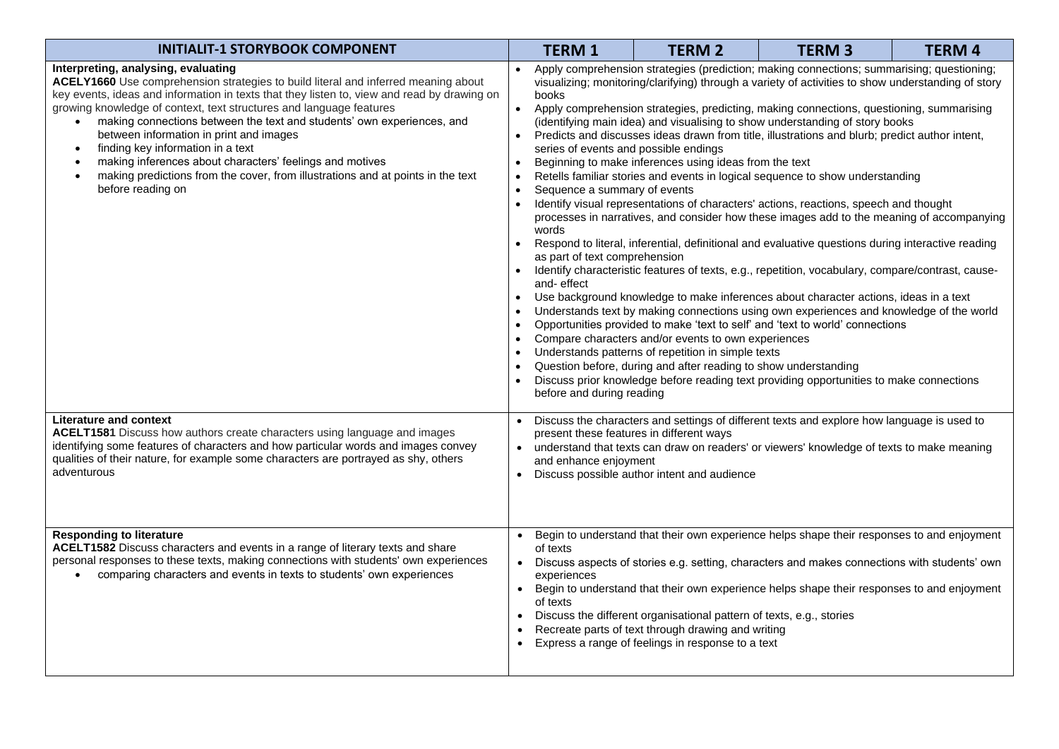| INITIALIT-1 STORYBOOK COMPONENT | TERM 1 | TERM 2 | TERM 3 | TERM 4 |
|---|---|---|---|---|
| **Interpreting, analysing, evaluating**<br>**ACELY1660** Use comprehension strategies to build literal and inferred meaning about key events, ideas and information in texts that they listen to, view and read by drawing on growing knowledge of context, text structures and language features<br>• making connections between the text and students' own experiences, and between information in print and images<br>• finding key information in a text<br>• making inferences about characters' feelings and motives<br>• making predictions from the cover, from illustrations and at points in the text before reading on | • Apply comprehension strategies (prediction; making connections; summarising; questioning; visualizing; monitoring/clarifying) through a variety of activities to show understanding of story books<br>• Apply comprehension strategies, predicting, making connections, questioning, summarising (identifying main idea) and visualising to show understanding of story books<br>• Predicts and discusses ideas drawn from title, illustrations and blurb; predict author intent, series of events and possible endings<br>• Beginning to make inferences using ideas from the text<br>• Retells familiar stories and events in logical sequence to show understanding<br>• Sequence a summary of events<br>• Identify visual representations of characters' actions, reactions, speech and thought processes in narratives, and consider how these images add to the meaning of accompanying words<br>• Respond to literal, inferential, definitional and evaluative questions during interactive reading as part of text comprehension<br>• Identify characteristic features of texts, e.g., repetition, vocabulary, compare/contrast, cause-and- effect<br>• Use background knowledge to make inferences about character actions, ideas in a text<br>• Understands text by making connections using own experiences and knowledge of the world<br>• Opportunities provided to make 'text to self' and 'text to world' connections<br>• Compare characters and/or events to own experiences<br>• Understands patterns of repetition in simple texts<br>• Question before, during and after reading to show understanding<br>• Discuss prior knowledge before reading text providing opportunities to make connections before and during reading | | | |
| **Literature and context**<br>**ACELT1581** Discuss how authors create characters using language and images identifying some features of characters and how particular words and images convey qualities of their nature, for example some characters are portrayed as shy, others adventurous | • Discuss the characters and settings of different texts and explore how language is used to present these features in different ways<br>• understand that texts can draw on readers' or viewers' knowledge of texts to make meaning and enhance enjoyment<br>• Discuss possible author intent and audience | | | |
| **Responding to literature**<br>**ACELT1582** Discuss characters and events in a range of literary texts and share personal responses to these texts, making connections with students' own experiences<br>• comparing characters and events in texts to students' own experiences | • Begin to understand that their own experience helps shape their responses to and enjoyment of texts<br>• Discuss aspects of stories e.g. setting, characters and makes connections with students' own experiences<br>• Begin to understand that their own experience helps shape their responses to and enjoyment of texts<br>• Discuss the different organisational pattern of texts, e.g., stories<br>• Recreate parts of text through drawing and writing<br>• Express a range of feelings in response to a text | | | |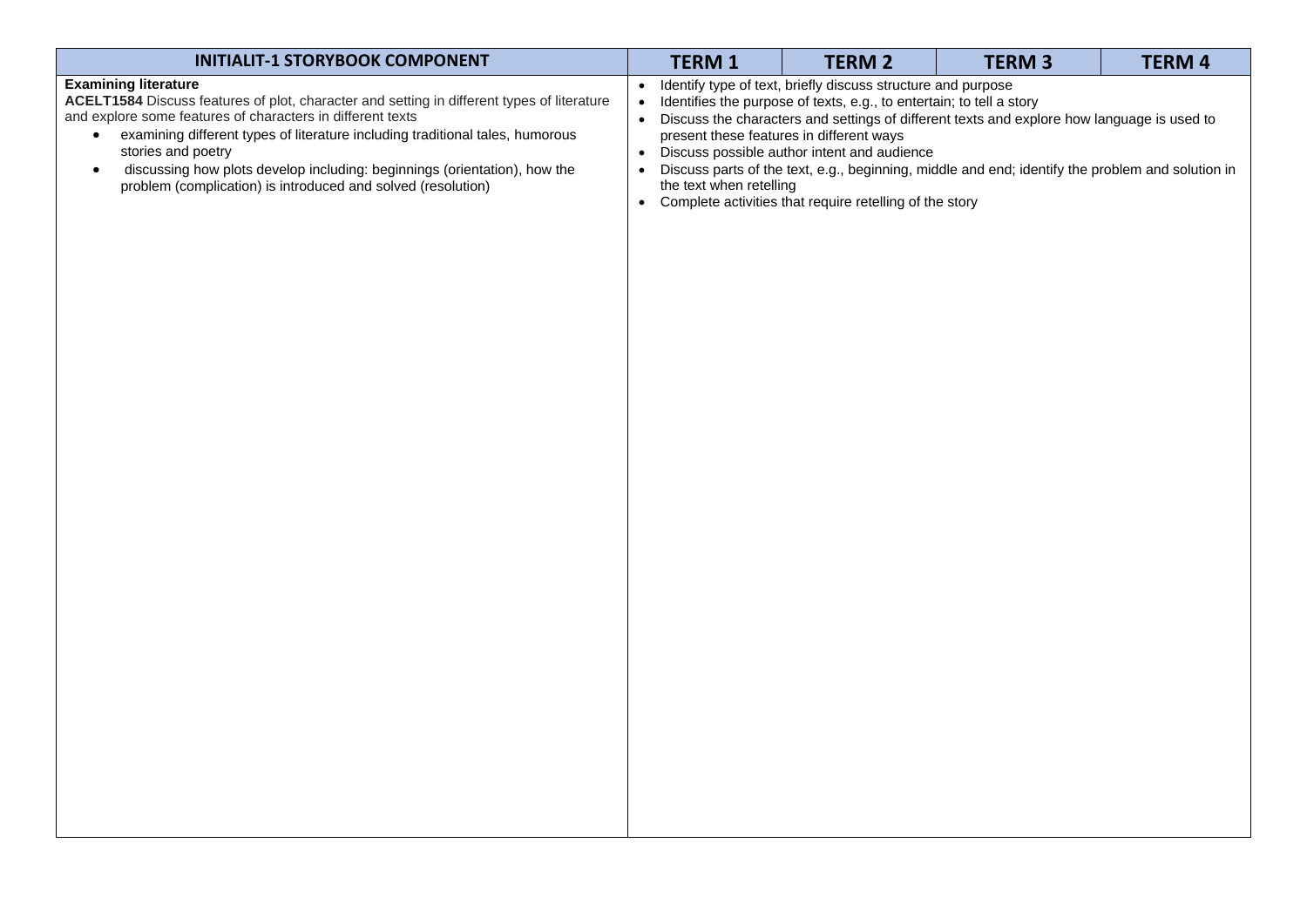| INITIALIT-1 STORYBOOK COMPONENT | TERM 1 | TERM 2 | TERM 3 | TERM 4 |
|---|---|---|---|---|
| **Examining literature**<br>**ACELT1584** Discuss features of plot, character and setting in different types of literature and explore some features of characters in different texts<br>• examining different types of literature including traditional tales, humorous stories and poetry<br>• discussing how plots develop including: beginnings (orientation), how the problem (complication) is introduced and solved (resolution) | • Identify type of text, briefly discuss structure and purpose<br>• Identifies the purpose of texts, e.g., to entertain; to tell a story<br>• Discuss the characters and settings of different texts and explore how language is used to present these features in different ways<br>• Discuss possible author intent and audience<br>• Discuss parts of the text, e.g., beginning, middle and end; identify the problem and solution in the text when retelling<br>• Complete activities that require retelling of the story | | | |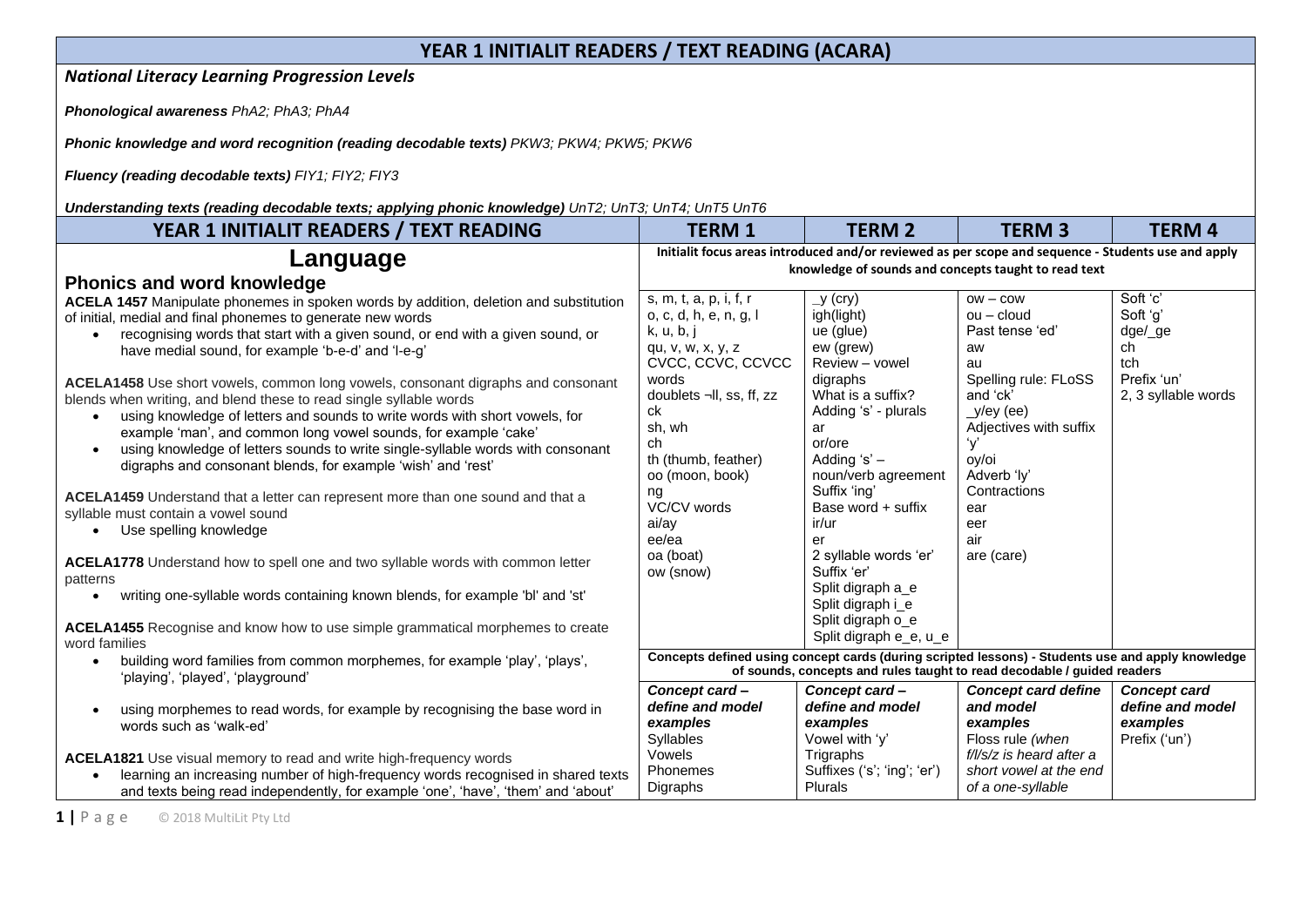# YEAR 1 INITIALIT READERS / TEXT READING (ACARA)

***National Literacy Learning Progression Levels***

***Phonological awareness** PhA2; PhA3; PhA4*

***Phonic knowledge and word recognition (reading decodable texts)** PKW3; PKW4; PKW5; PKW6*

***Fluency (reading decodable texts)** FIY1; FIY2; FIY3*

***Understanding texts (reading decodable texts; applying phonic knowledge)** UnT2; UnT3; UnT4; UnT5 UnT6*

| YEAR 1 INITIALIT READERS / TEXT READING | TERM 1 | TERM 2 | TERM 3 | TERM 4 |
|---|---|---|---|---|
| **Language**<br><br>**Phonics and word knowledge**<br><br>**ACELA 1457** Manipulate phonemes in spoken words by addition, deletion and substitution of initial, medial and final phonemes to generate new words<br>• recognising words that start with a given sound, or end with a given sound, or have medial sound, for example 'b-e-d' and 'l-e-g'<br><br>**ACELA1458** Use short vowels, common long vowels, consonant digraphs and consonant blends when writing, and blend these to read single syllable words<br>• using knowledge of letters and sounds to write words with short vowels, for example 'man', and common long vowel sounds, for example 'cake'<br>• using knowledge of letters sounds to write single-syllable words with consonant digraphs and consonant blends, for example 'wish' and 'rest'<br><br>**ACELA1459** Understand that a letter can represent more than one sound and that a syllable must contain a vowel sound<br>• Use spelling knowledge<br><br>**ACELA1778** Understand how to spell one and two syllable words with common letter patterns<br>• writing one-syllable words containing known blends, for example 'bl' and 'st'<br><br>**ACELA1455** Recognise and know how to use simple grammatical morphemes to create word families<br>• building word families from common morphemes, for example 'play', 'plays', 'playing', 'played', 'playground'<br>• using morphemes to read words, for example by recognising the base word in words such as 'walk-ed'<br><br>**ACELA1821** Use visual memory to read and write high-frequency words<br>• learning an increasing number of high-frequency words recognised in shared texts and texts being read independently, for example 'one', 'have', 'them' and 'about' | **Initialit focus areas introduced and/or reviewed as per scope and sequence - Students use and apply knowledge of sounds and concepts taught to read text**<br><br>s, m, t, a, p, i, f, r<br>o, c, d, h, e, n, g, l<br>k, u, b, j<br>qu, v, w, x, y, z<br>CVCC, CCVC, CCVCC words<br>doublets ¬ll, ss, ff, zz<br>ck<br>sh, wh<br>ch<br>th (thumb, feather)<br>oo (moon, book)<br>ng<br>VC/CV words<br>ai/ay<br>ee/ea<br>oa (boat)<br>ow (snow)<br><br>**Concepts defined using concept cards (during scripted lessons) - Students use and apply knowledge of sounds, concepts and rules taught to read decodable / guided readers**<br><br>***Concept card – define and model examples***<br>*Syllables*<br>*Vowels*<br>*Phonemes*<br>*Digraphs* | _y (cry)<br>igh(light)<br>ue (glue)<br>ew (grew)<br>Review – vowel digraphs<br>What is a suffix?<br>Adding 's' - plurals<br>ar<br>or/ore<br>Adding 's' – noun/verb agreement<br>Suffix 'ing'<br>Base word + suffix<br>ir/ur<br>er<br>2 syllable words 'er'<br>Suffix 'er'<br>Split digraph a_e<br>Split digraph i_e<br>Split digraph o_e<br>Split digraph e_e, u_e<br><br>***Concept card – define and model examples***<br>*Vowel with 'y'*<br>*Trigraphs*<br>*Suffixes ('s'; 'ing'; 'er')*<br>*Plurals* | ow – cow<br>ou – cloud<br>Past tense 'ed'<br>aw<br>au<br>Spelling rule: FLoSS and 'ck'<br>_y/ey (ee)<br>Adjectives with suffix 'y'<br>oy/oi<br>Adverb 'ly'<br>Contractions<br>ear<br>eer<br>air<br>are (care)<br><br>***Concept card define and model examples***<br>*Floss rule (when f/l/s/z is heard after a short vowel at the end of a one-syllable* | Soft 'c'<br>Soft 'g'<br>dge/_ge<br>ch<br>tch<br>Prefix 'un'<br>2, 3 syllable words<br><br>***Concept card define and model examples***<br>*Prefix ('un')* |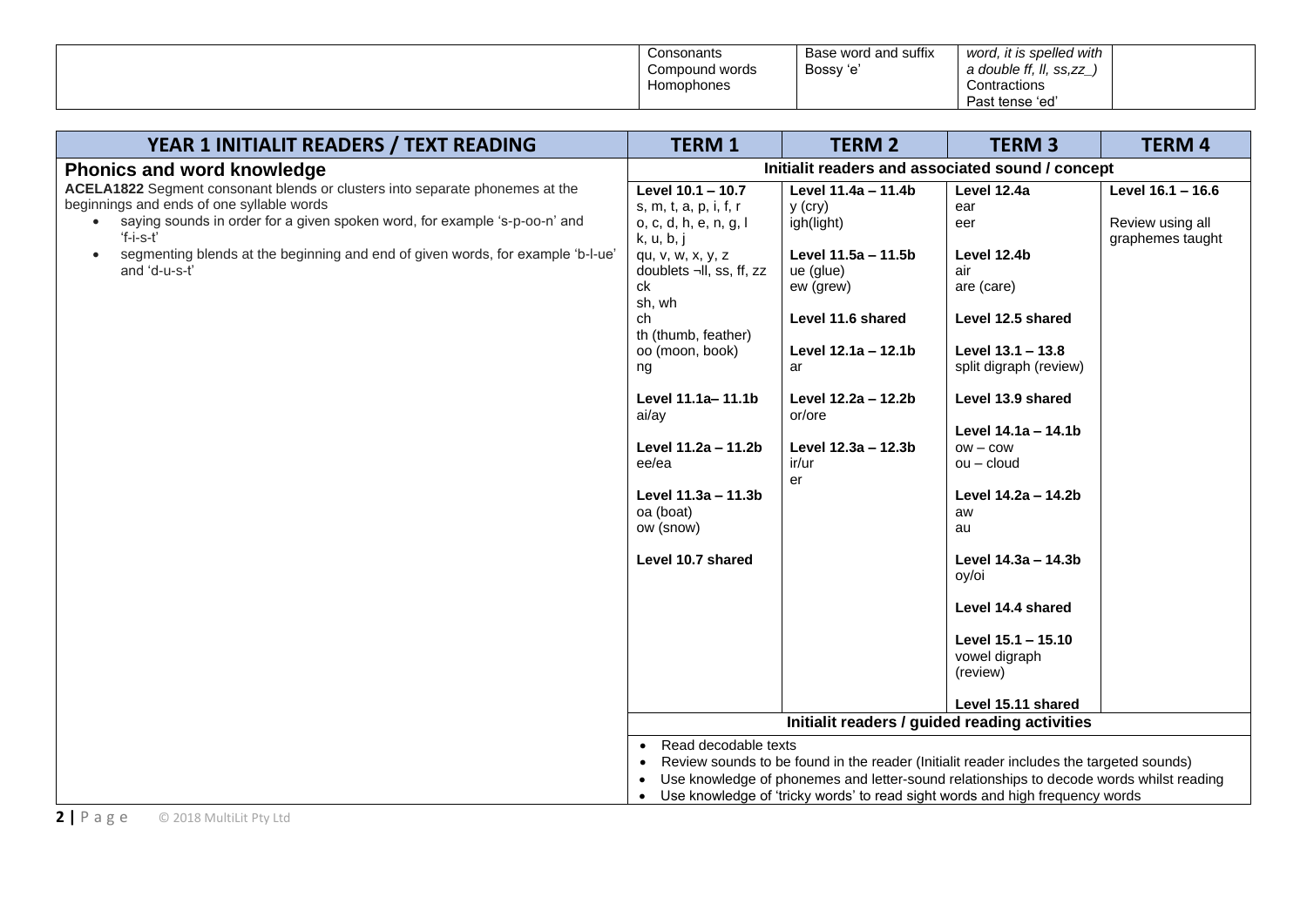| | | | | |
|---|---|---|---|---|
| | Consonants<br>Compound words<br>Homophones | Base word and suffix<br>Bossy 'e' | *word, it is spelled with a double ff, ll, ss,zz_)*<br>Contractions<br>Past tense 'ed' | |

| YEAR 1 INITIALIT READERS / TEXT READING | TERM 1 | TERM 2 | TERM 3 | TERM 4 |
|---|---|---|---|---|
| **Phonics and word knowledge** | **Initialit readers and associated sound / concept** | | | |
| **ACELA1822** Segment consonant blends or clusters into separate phonemes at the beginnings and ends of one syllable words<br>• saying sounds in order for a given spoken word, for example 's-p-oo-n' and 'f-i-s-t'<br>• segmenting blends at the beginning and end of given words, for example 'b-l-ue' and 'd-u-s-t' | **Level 10.1 – 10.7**<br>s, m, t, a, p, i, f, r<br>o, c, d, h, e, n, g, l<br>k, u, b, j<br>qu, v, w, x, y, z<br>doublets ¬ll, ss, ff, zz<br>ck<br>sh, wh<br>ch<br>th (thumb, feather)<br>oo (moon, book)<br>ng<br><br>**Level 11.1a– 11.1b**<br>ai/ay<br><br>**Level 11.2a – 11.2b**<br>ee/ea<br><br>**Level 11.3a – 11.3b**<br>oa (boat)<br>ow (snow)<br><br>**Level 10.7 shared** | **Level 11.4a – 11.4b**<br>y (cry)<br>igh(light)<br><br>**Level 11.5a – 11.5b**<br>ue (glue)<br>ew (grew)<br><br>**Level 11.6 shared**<br><br>**Level 12.1a – 12.1b**<br>ar<br><br>**Level 12.2a – 12.2b**<br>or/ore<br><br>**Level 12.3a – 12.3b**<br>ir/ur<br>er | **Level 12.4a**<br>ear<br>eer<br><br>**Level 12.4b**<br>air<br>are (care)<br><br>**Level 12.5 shared**<br><br>**Level 13.1 – 13.8**<br>split digraph (review)<br><br>**Level 13.9 shared**<br><br>**Level 14.1a – 14.1b**<br>ow – cow<br>ou – cloud<br><br>**Level 14.2a – 14.2b**<br>aw<br>au<br><br>**Level 14.3a – 14.3b**<br>oy/oi<br><br>**Level 14.4 shared**<br><br>**Level 15.1 – 15.10**<br>vowel digraph (review)<br><br>**Level 15.11 shared** | **Level 16.1 – 16.6**<br><br>Review using all graphemes taught |
| | **Initialit readers / guided reading activities** | | | |
| | • Read decodable texts<br>• Review sounds to be found in the reader (Initialit reader includes the targeted sounds)<br>• Use knowledge of phonemes and letter-sound relationships to decode words whilst reading<br>• Use knowledge of 'tricky words' to read sight words and high frequency words | | | |

© 2018 MultiLit Pty Ltd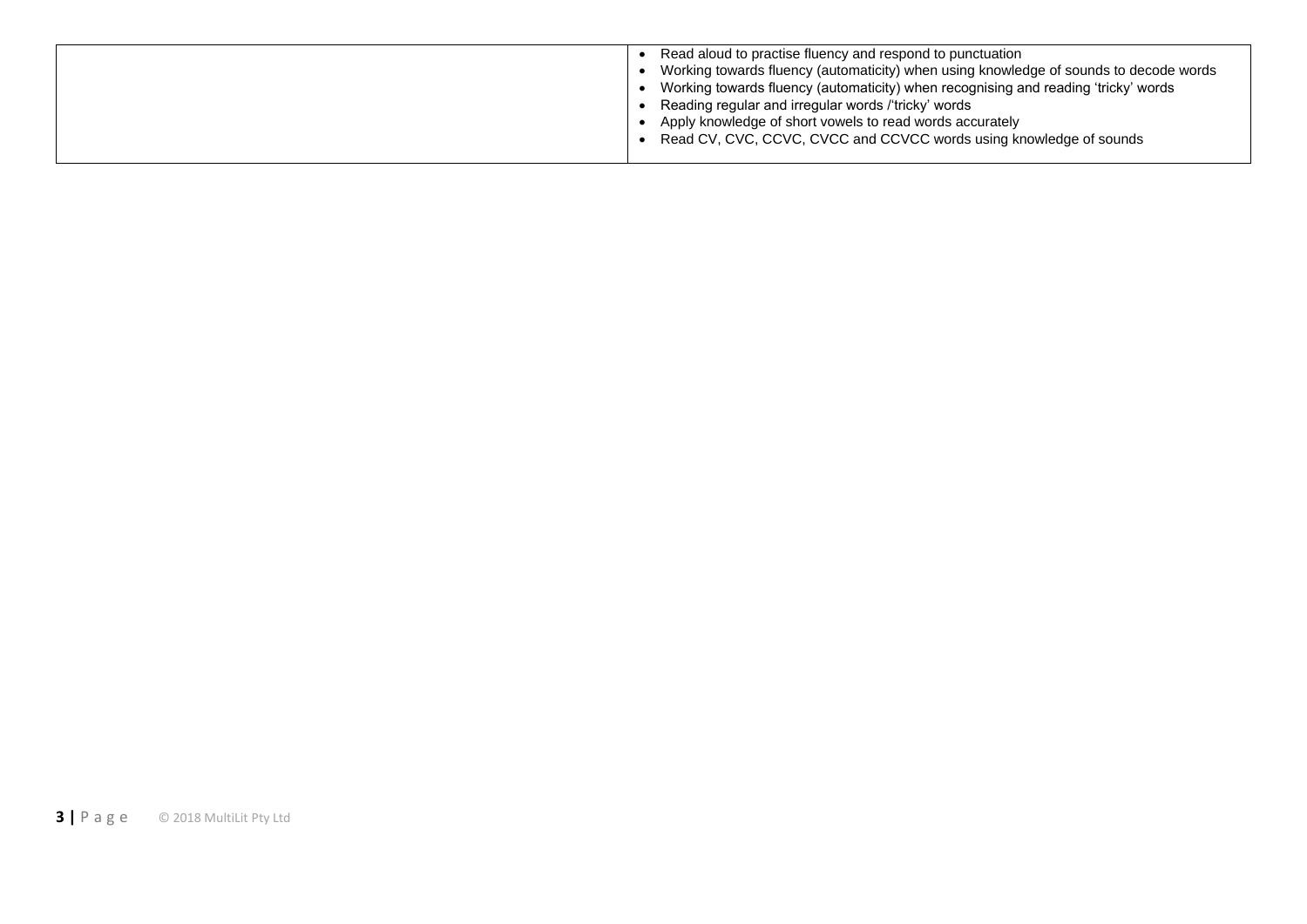|  |  |
| --- | --- |
|  | • Read aloud to practise fluency and respond to punctuation<br>• Working towards fluency (automaticity) when using knowledge of sounds to decode words<br>• Working towards fluency (automaticity) when recognising and reading 'tricky' words<br>• Reading regular and irregular words /'tricky' words<br>• Apply knowledge of short vowels to read words accurately<br>• Read CV, CVC, CCVC, CVCC and CCVCC words using knowledge of sounds |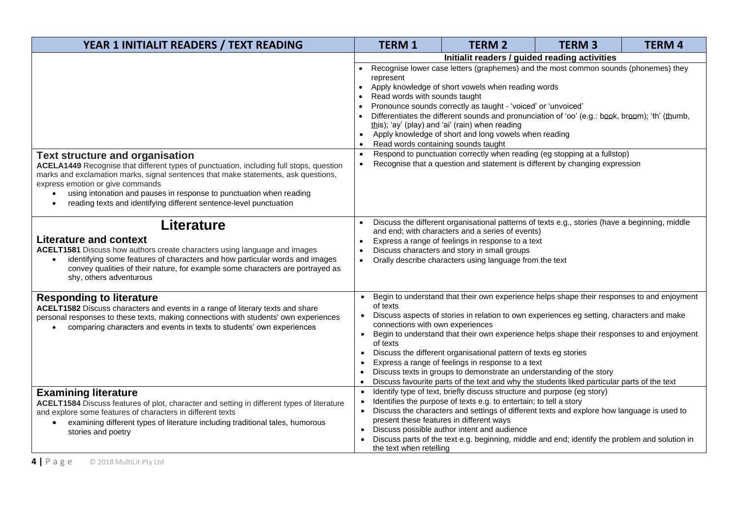| YEAR 1 INITIALIT READERS / TEXT READING | TERM 1 | TERM 2 | TERM 3 | TERM 4 |
|---|---|---|---|---|
| | **Initialit readers / guided reading activities** | | | |
| | • Recognise lower case letters (graphemes) and the most common sounds (phonemes) they represent<br>• Apply knowledge of short vowels when reading words<br>• Read words with sounds taught<br>• Pronounce sounds correctly as taught - 'voiced' or 'unvoiced'<br>• Differentiates the different sounds and pronunciation of 'oo' (e.g.: book, broom); 'th' (thumb, this); 'ay' (play) and 'ai' (rain) when reading<br>• Apply knowledge of short and long vowels when reading<br>• Read words containing sounds taught | | | |
| **Text structure and organisation**<br>**ACELA1449** Recognise that different types of punctuation, including full stops, question marks and exclamation marks, signal sentences that make statements, ask questions, express emotion or give commands<br>• using intonation and pauses in response to punctuation when reading<br>• reading texts and identifying different sentence-level punctuation | • Respond to punctuation correctly when reading (eg stopping at a fullstop)<br>• Recognise that a question and statement is different by changing expression | | | |
| **Literature**<br>**Literature and context**<br>**ACELT1581** Discuss how authors create characters using language and images<br>• identifying some features of characters and how particular words and images convey qualities of their nature, for example some characters are portrayed as shy, others adventurous | • Discuss the different organisational patterns of texts e.g., stories (have a beginning, middle and end; with characters and a series of events)<br>• Express a range of feelings in response to a text<br>• Discuss characters and story in small groups<br>• Orally describe characters using language from the text | | | |
| **Responding to literature**<br>**ACELT1582** Discuss characters and events in a range of literary texts and share personal responses to these texts, making connections with students' own experiences<br>• comparing characters and events in texts to students' own experiences | • Begin to understand that their own experience helps shape their responses to and enjoyment of texts<br>• Discuss aspects of stories in relation to own experiences eg setting, characters and make connections with own experiences<br>• Begin to understand that their own experience helps shape their responses to and enjoyment of texts<br>• Discuss the different organisational pattern of texts eg stories<br>• Express a range of feelings in response to a text<br>• Discuss texts in groups to demonstrate an understanding of the story<br>• Discuss favourite parts of the text and why the students liked particular parts of the text | | | |
| **Examining literature**<br>**ACELT1584** Discuss features of plot, character and setting in different types of literature and explore some features of characters in different texts<br>• examining different types of literature including traditional tales, humorous stories and poetry | • Identify type of text, briefly discuss structure and purpose (eg story)<br>• Identifies the purpose of texts e.g. to entertain; to tell a story<br>• Discuss the characters and settings of different texts and explore how language is used to present these features in different ways<br>• Discuss possible author intent and audience<br>• Discuss parts of the text e.g. beginning, middle and end; identify the problem and solution in the text when retelling | | | |

© 2018 MultiLit Pty Ltd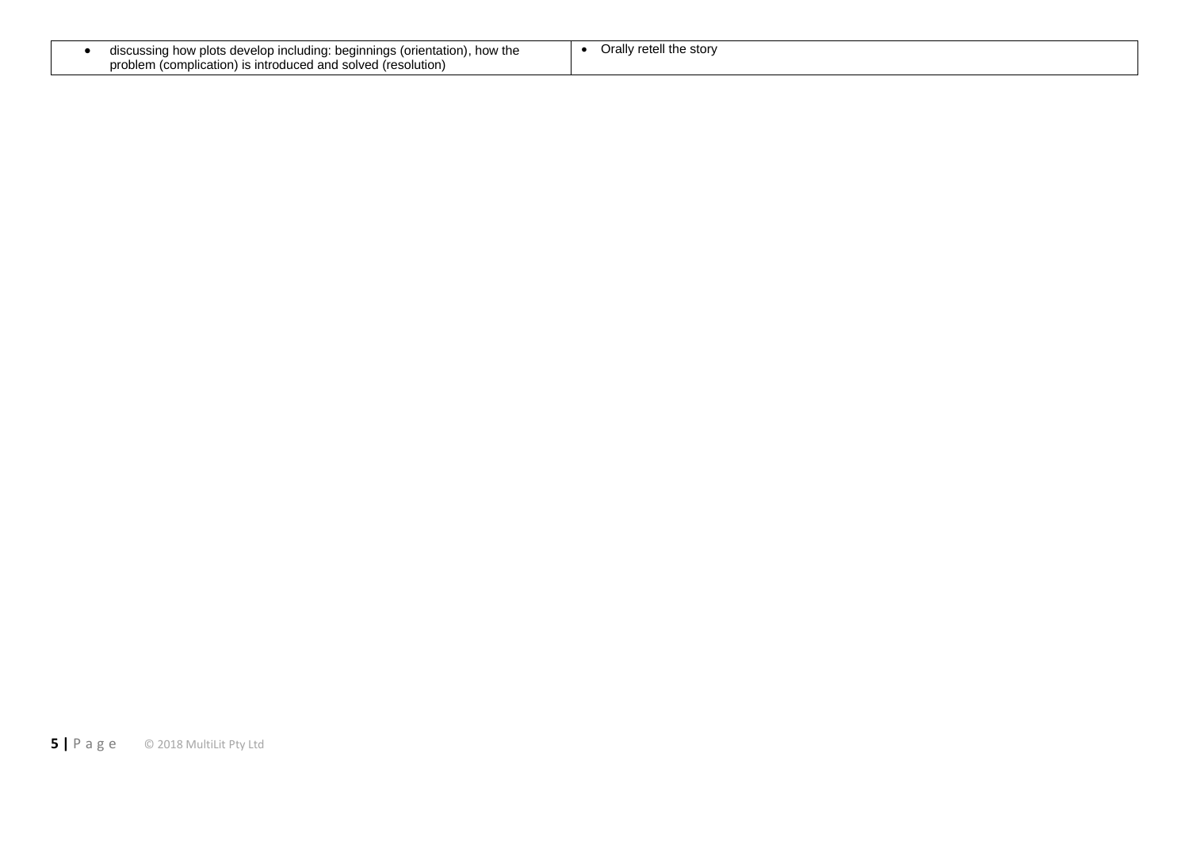| | |
|---|---|
| • discussing how plots develop including: beginnings (orientation), how the problem (complication) is introduced and solved (resolution) | • Orally retell the story |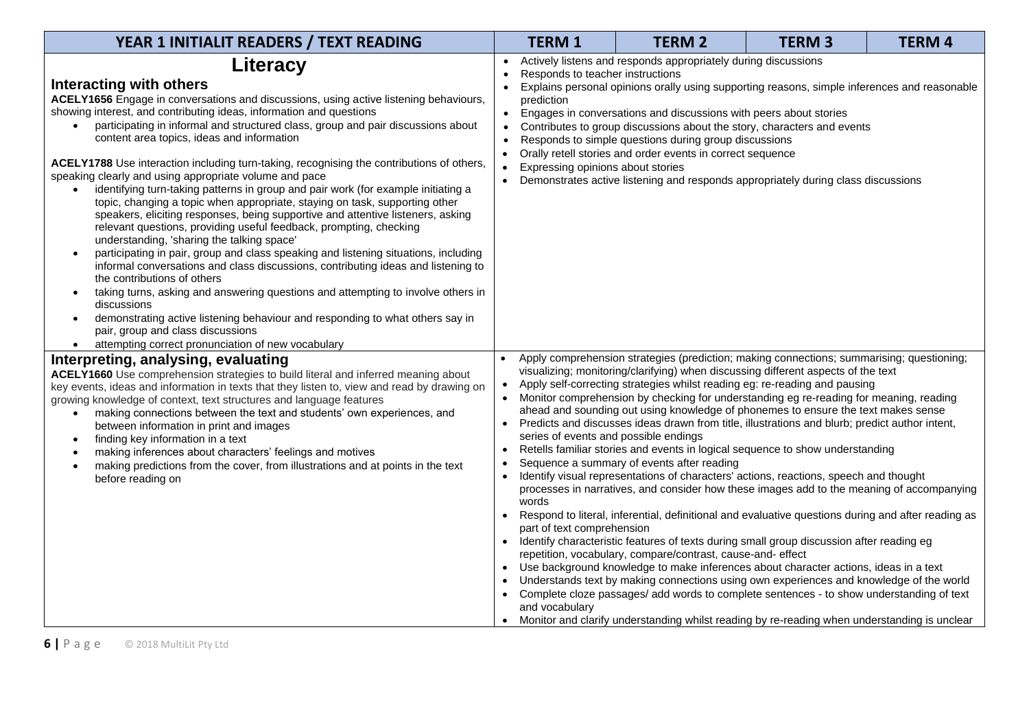| YEAR 1 INITIALIT READERS / TEXT READING | TERM 1 | TERM 2 | TERM 3 | TERM 4 |
|---|---|---|---|---|
| **Literacy**<br><br>**Interacting with others**<br>**ACELY1656** Engage in conversations and discussions, using active listening behaviours, showing interest, and contributing ideas, information and questions<br>• participating in informal and structured class, group and pair discussions about content area topics, ideas and information<br><br>**ACELY1788** Use interaction including turn-taking, recognising the contributions of others, speaking clearly and using appropriate volume and pace<br>• identifying turn-taking patterns in group and pair work (for example initiating a topic, changing a topic when appropriate, staying on task, supporting other speakers, eliciting responses, being supportive and attentive listeners, asking relevant questions, providing useful feedback, prompting, checking understanding, 'sharing the talking space'<br>• participating in pair, group and class speaking and listening situations, including informal conversations and class discussions, contributing ideas and listening to the contributions of others<br>• taking turns, asking and answering questions and attempting to involve others in discussions<br>• demonstrating active listening behaviour and responding to what others say in pair, group and class discussions<br>• attempting correct pronunciation of new vocabulary | • Actively listens and responds appropriately during discussions<br>• Responds to teacher instructions<br>• Explains personal opinions orally using supporting reasons, simple inferences and reasonable prediction<br>• Engages in conversations and discussions with peers about stories<br>• Contributes to group discussions about the story, characters and events<br>• Responds to simple questions during group discussions<br>• Orally retell stories and order events in correct sequence<br>• Expressing opinions about stories<br>• Demonstrates active listening and responds appropriately during class discussions | | | |
| **Interpreting, analysing, evaluating**<br>**ACELY1660** Use comprehension strategies to build literal and inferred meaning about key events, ideas and information in texts that they listen to, view and read by drawing on growing knowledge of context, text structures and language features<br>• making connections between the text and students' own experiences, and between information in print and images<br>• finding key information in a text<br>• making inferences about characters' feelings and motives<br>• making predictions from the cover, from illustrations and at points in the text before reading on | • Apply comprehension strategies (prediction; making connections; summarising; questioning; visualizing; monitoring/clarifying) when discussing different aspects of the text<br>• Apply self-correcting strategies whilst reading eg: re-reading and pausing<br>• Monitor comprehension by checking for understanding eg re-reading for meaning, reading ahead and sounding out using knowledge of phonemes to ensure the text makes sense<br>• Predicts and discusses ideas drawn from title, illustrations and blurb; predict author intent, series of events and possible endings<br>• Retells familiar stories and events in logical sequence to show understanding<br>• Sequence a summary of events after reading<br>• Identify visual representations of characters' actions, reactions, speech and thought processes in narratives, and consider how these images add to the meaning of accompanying words<br>• Respond to literal, inferential, definitional and evaluative questions during and after reading as part of text comprehension<br>• Identify characteristic features of texts during small group discussion after reading eg repetition, vocabulary, compare/contrast, cause-and- effect<br>• Use background knowledge to make inferences about character actions, ideas in a text<br>• Understands text by making connections using own experiences and knowledge of the world<br>• Complete cloze passages/ add words to complete sentences - to show understanding of text and vocabulary<br>• Monitor and clarify understanding whilst reading by re-reading when understanding is unclear | | | |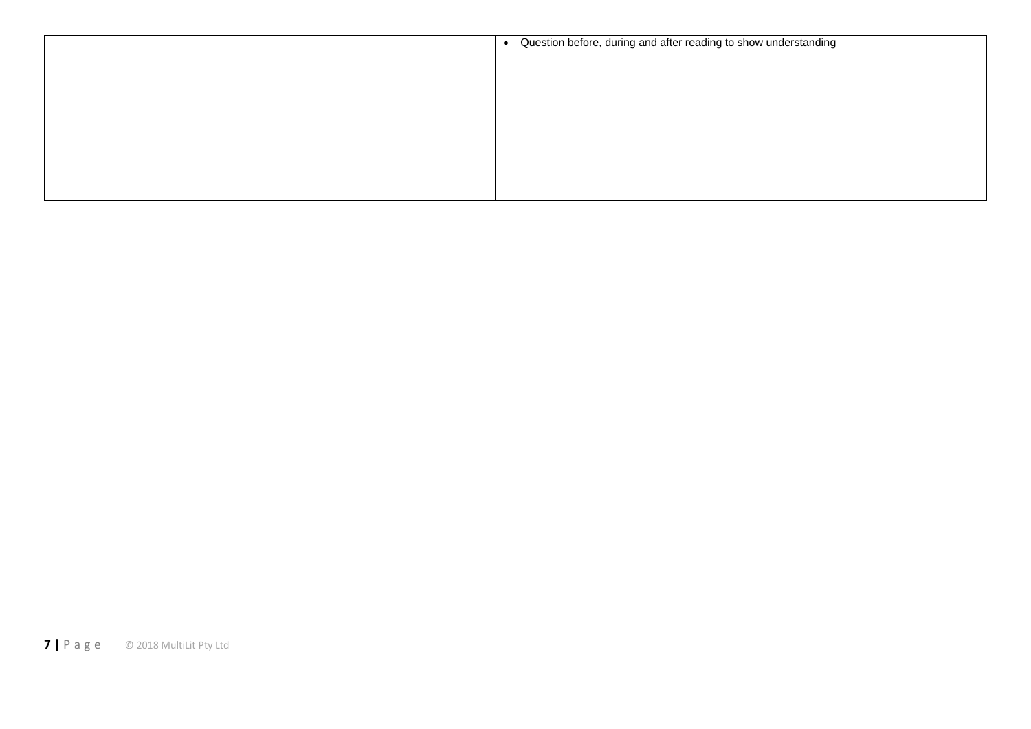| | |
|---|---|
| | • Question before, during and after reading to show understanding |